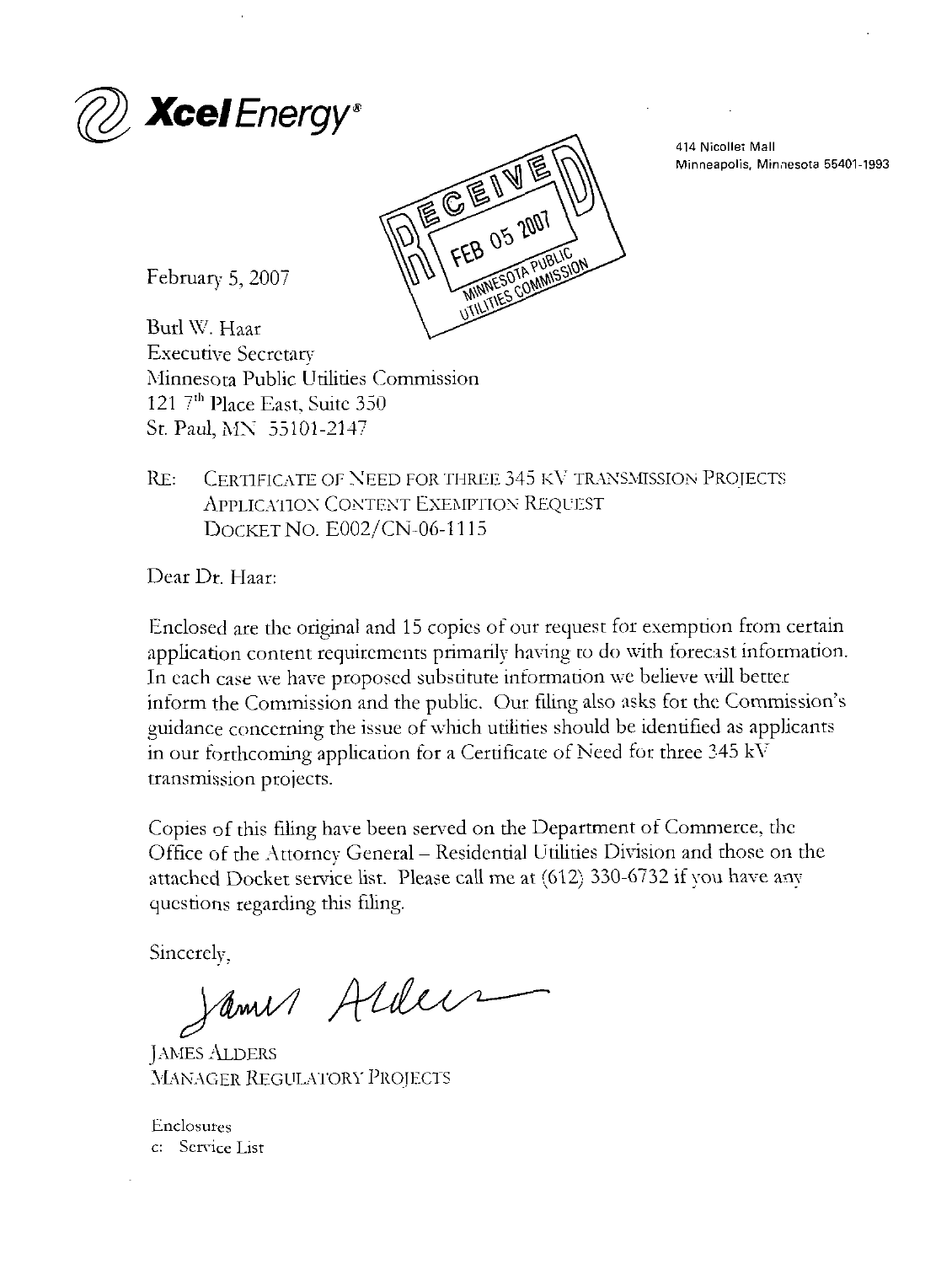**Xcel Energy®**

414 Nicollet Mall
Minneapolis, Minnesota 55401-1993

RECEIVED
FEB 05 2007
MINNESOTA PUBLIC UTILITIES COMMISSION

February 5, 2007

Burl W. Haar
Executive Secretary
Minnesota Public Utilities Commission
121 7th Place East, Suite 350
St. Paul, MN 55101-2147

RE: CERTIFICATE OF NEED FOR THREE 345 KV TRANSMISSION PROJECTS
APPLICATION CONTENT EXEMPTION REQUEST
DOCKET NO. E002/CN-06-1115

Dear Dr. Haar:

Enclosed are the original and 15 copies of our request for exemption from certain application content requirements primarily having to do with forecast information. In each case we have proposed substitute information we believe will better inform the Commission and the public. Our filing also asks for the Commission's guidance concerning the issue of which utilities should be identified as applicants in our forthcoming application for a Certificate of Need for three 345 kV transmission projects.

Copies of this filing have been served on the Department of Commerce, the Office of the Attorney General – Residential Utilities Division and those on the attached Docket service list. Please call me at (612) 330-6732 if you have any questions regarding this filing.

Sincerely,

James Alders

JAMES ALDERS
MANAGER REGULATORY PROJECTS

Enclosures
c: Service List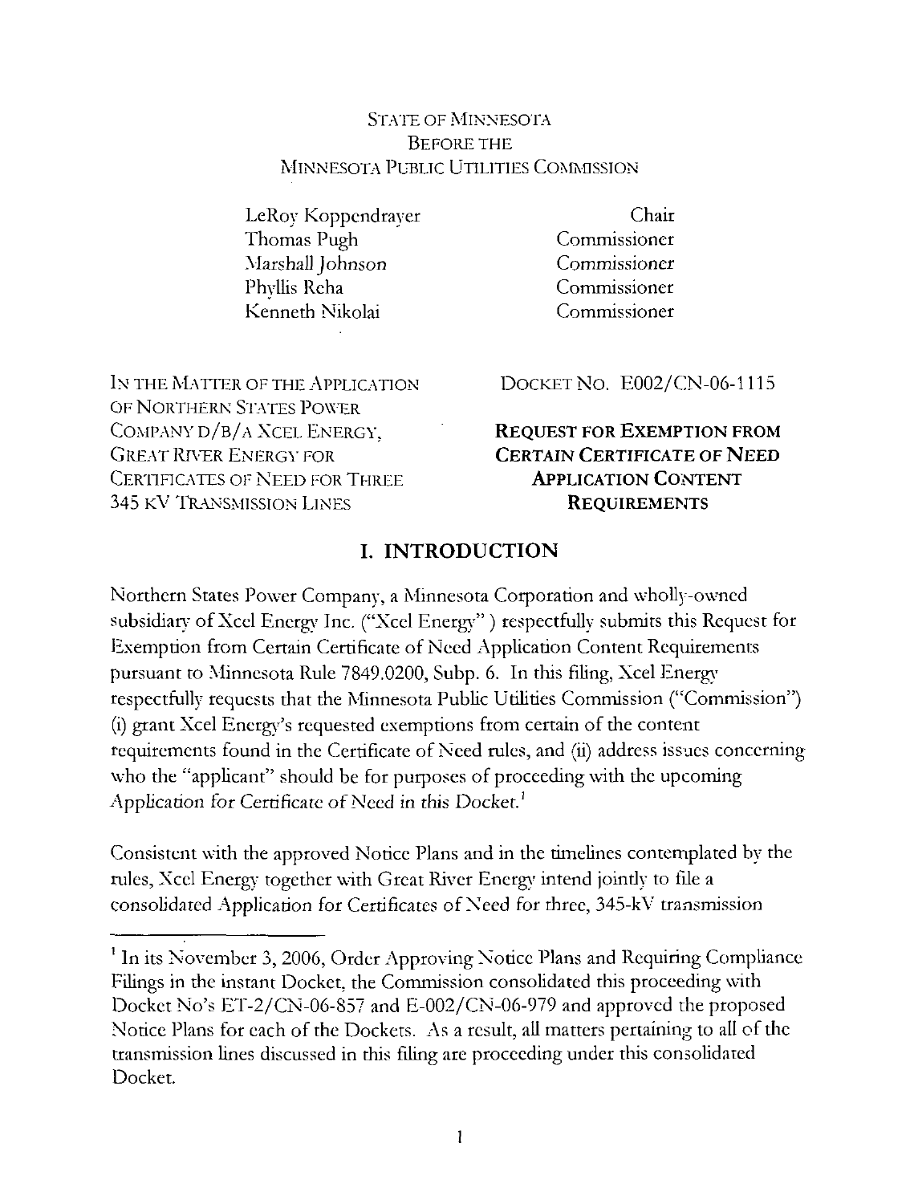STATE OF MINNESOTA
BEFORE THE
MINNESOTA PUBLIC UTILITIES COMMISSION

| | |
|---|---|
| LeRoy Koppendrayer | Chair |
| Thomas Pugh | Commissioner |
| Marshall Johnson | Commissioner |
| Phyllis Reha | Commissioner |
| Kenneth Nikolai | Commissioner |

IN THE MATTER OF THE APPLICATION OF NORTHERN STATES POWER COMPANY D/B/A XCEL ENERGY, GREAT RIVER ENERGY FOR CERTIFICATES OF NEED FOR THREE 345 KV TRANSMISSION LINES

DOCKET NO. E002/CN-06-1115

**REQUEST FOR EXEMPTION FROM CERTAIN CERTIFICATE OF NEED APPLICATION CONTENT REQUIREMENTS**

## I. INTRODUCTION

Northern States Power Company, a Minnesota Corporation and wholly-owned subsidiary of Xcel Energy Inc. ("Xcel Energy") respectfully submits this Request for Exemption from Certain Certificate of Need Application Content Requirements pursuant to Minnesota Rule 7849.0200, Subp. 6. In this filing, Xcel Energy respectfully requests that the Minnesota Public Utilities Commission ("Commission") (i) grant Xcel Energy's requested exemptions from certain of the content requirements found in the Certificate of Need rules, and (ii) address issues concerning who the "applicant" should be for purposes of proceeding with the upcoming Application for Certificate of Need in this Docket.[1]

Consistent with the approved Notice Plans and in the timelines contemplated by the rules, Xcel Energy together with Great River Energy intend jointly to file a consolidated Application for Certificates of Need for three, 345-kV transmission

[1] In its November 3, 2006, Order Approving Notice Plans and Requiring Compliance Filings in the instant Docket, the Commission consolidated this proceeding with Docket No's ET-2/CN-06-857 and E-002/CN-06-979 and approved the proposed Notice Plans for each of the Dockets. As a result, all matters pertaining to all of the transmission lines discussed in this filing are proceeding under this consolidated Docket.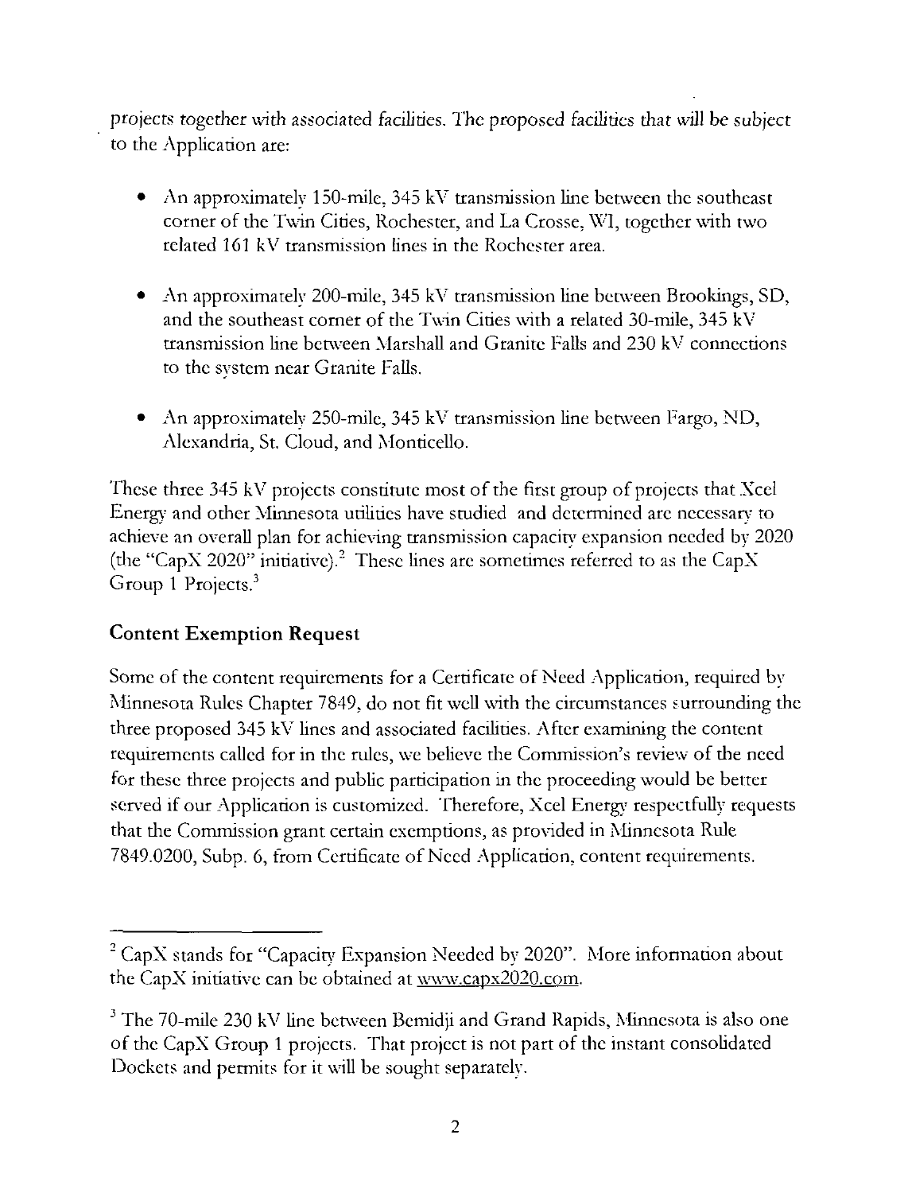projects together with associated facilities. The proposed facilities that will be subject to the Application are:

- An approximately 150-mile, 345 kV transmission line between the southeast corner of the Twin Cities, Rochester, and La Crosse, WI, together with two related 161 kV transmission lines in the Rochester area.
- An approximately 200-mile, 345 kV transmission line between Brookings, SD, and the southeast corner of the Twin Cities with a related 30-mile, 345 kV transmission line between Marshall and Granite Falls and 230 kV connections to the system near Granite Falls.
- An approximately 250-mile, 345 kV transmission line between Fargo, ND, Alexandria, St. Cloud, and Monticello.

These three 345 kV projects constitute most of the first group of projects that Xcel Energy and other Minnesota utilities have studied and determined are necessary to achieve an overall plan for achieving transmission capacity expansion needed by 2020 (the "CapX 2020" initiative).[2] These lines are sometimes referred to as the CapX Group 1 Projects.[3]

## Content Exemption Request

Some of the content requirements for a Certificate of Need Application, required by Minnesota Rules Chapter 7849, do not fit well with the circumstances surrounding the three proposed 345 kV lines and associated facilities. After examining the content requirements called for in the rules, we believe the Commission's review of the need for these three projects and public participation in the proceeding would be better served if our Application is customized. Therefore, Xcel Energy respectfully requests that the Commission grant certain exemptions, as provided in Minnesota Rule 7849.0200, Subp. 6, from Certificate of Need Application, content requirements.

---

[2] CapX stands for "Capacity Expansion Needed by 2020". More information about the CapX initiative can be obtained at www.capx2020.com.

[3] The 70-mile 230 kV line between Bemidji and Grand Rapids, Minnesota is also one of the CapX Group 1 projects. That project is not part of the instant consolidated Dockets and permits for it will be sought separately.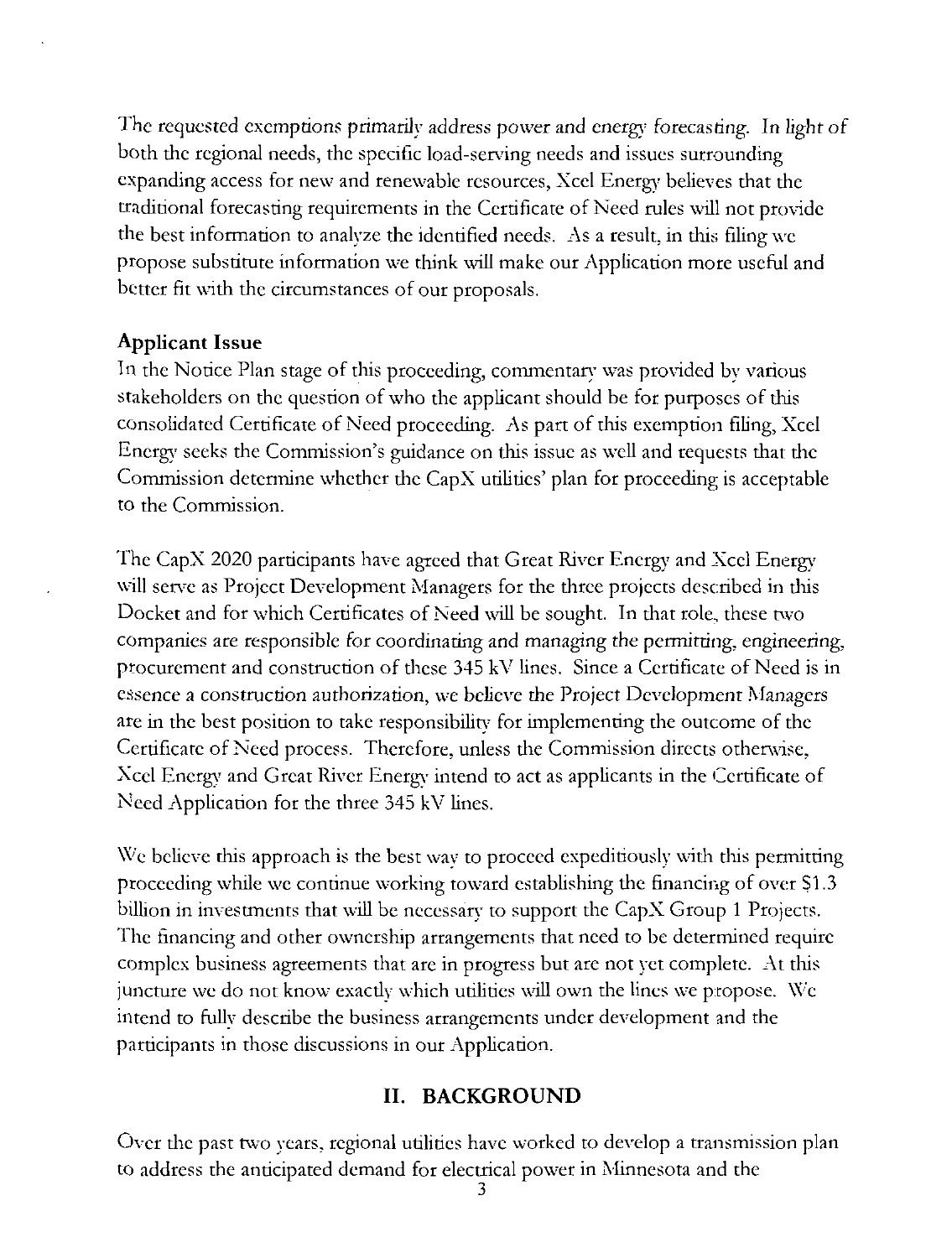The requested exemptions primarily address power and energy forecasting. In light of both the regional needs, the specific load-serving needs and issues surrounding expanding access for new and renewable resources, Xcel Energy believes that the traditional forecasting requirements in the Certificate of Need rules will not provide the best information to analyze the identified needs. As a result, in this filing we propose substitute information we think will make our Application more useful and better fit with the circumstances of our proposals.

### Applicant Issue

In the Notice Plan stage of this proceeding, commentary was provided by various stakeholders on the question of who the applicant should be for purposes of this consolidated Certificate of Need proceeding. As part of this exemption filing, Xcel Energy seeks the Commission's guidance on this issue as well and requests that the Commission determine whether the CapX utilities' plan for proceeding is acceptable to the Commission.

The CapX 2020 participants have agreed that Great River Energy and Xcel Energy will serve as Project Development Managers for the three projects described in this Docket and for which Certificates of Need will be sought. In that role, these two companies are responsible for coordinating and managing the permitting, engineering, procurement and construction of these 345 kV lines. Since a Certificate of Need is in essence a construction authorization, we believe the Project Development Managers are in the best position to take responsibility for implementing the outcome of the Certificate of Need process. Therefore, unless the Commission directs otherwise, Xcel Energy and Great River Energy intend to act as applicants in the Certificate of Need Application for the three 345 kV lines.

We believe this approach is the best way to proceed expeditiously with this permitting proceeding while we continue working toward establishing the financing of over $1.3 billion in investments that will be necessary to support the CapX Group 1 Projects. The financing and other ownership arrangements that need to be determined require complex business agreements that are in progress but are not yet complete. At this juncture we do not know exactly which utilities will own the lines we propose. We intend to fully describe the business arrangements under development and the participants in those discussions in our Application.

## II. BACKGROUND

Over the past two years, regional utilities have worked to develop a transmission plan to address the anticipated demand for electrical power in Minnesota and the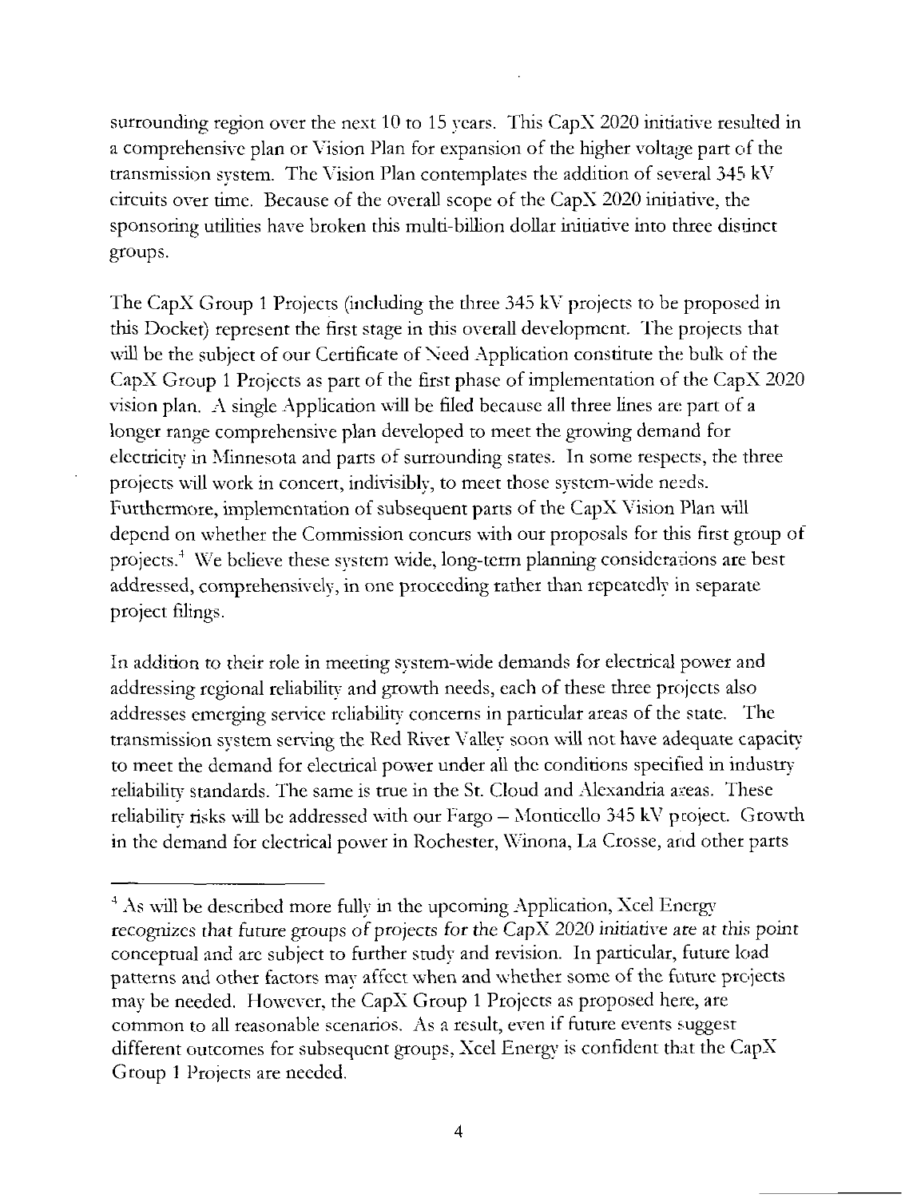surrounding region over the next 10 to 15 years. This CapX 2020 initiative resulted in a comprehensive plan or Vision Plan for expansion of the higher voltage part of the transmission system. The Vision Plan contemplates the addition of several 345 kV circuits over time. Because of the overall scope of the CapX 2020 initiative, the sponsoring utilities have broken this multi-billion dollar initiative into three distinct groups.

The CapX Group 1 Projects (including the three 345 kV projects to be proposed in this Docket) represent the first stage in this overall development. The projects that will be the subject of our Certificate of Need Application constitute the bulk of the CapX Group 1 Projects as part of the first phase of implementation of the CapX 2020 vision plan. A single Application will be filed because all three lines are part of a longer range comprehensive plan developed to meet the growing demand for electricity in Minnesota and parts of surrounding states. In some respects, the three projects will work in concert, indivisibly, to meet those system-wide needs. Furthermore, implementation of subsequent parts of the CapX Vision Plan will depend on whether the Commission concurs with our proposals for this first group of projects.[4] We believe these system wide, long-term planning considerations are best addressed, comprehensively, in one proceeding rather than repeatedly in separate project filings.

In addition to their role in meeting system-wide demands for electrical power and addressing regional reliability and growth needs, each of these three projects also addresses emerging service reliability concerns in particular areas of the state. The transmission system serving the Red River Valley soon will not have adequate capacity to meet the demand for electrical power under all the conditions specified in industry reliability standards. The same is true in the St. Cloud and Alexandria areas. These reliability risks will be addressed with our Fargo – Monticello 345 kV project. Growth in the demand for electrical power in Rochester, Winona, La Crosse, and other parts

[4] As will be described more fully in the upcoming Application, Xcel Energy recognizes that future groups of projects for the CapX 2020 initiative are at this point conceptual and are subject to further study and revision. In particular, future load patterns and other factors may affect when and whether some of the future projects may be needed. However, the CapX Group 1 Projects as proposed here, are common to all reasonable scenarios. As a result, even if future events suggest different outcomes for subsequent groups, Xcel Energy is confident that the CapX Group 1 Projects are needed.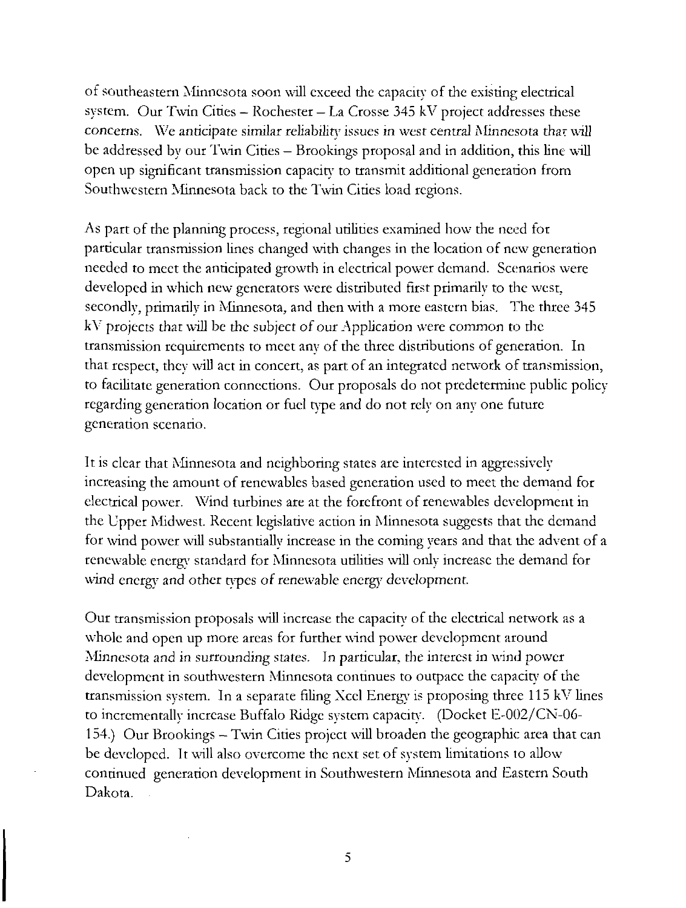of southeastern Minnesota soon will exceed the capacity of the existing electrical system. Our Twin Cities – Rochester – La Crosse 345 kV project addresses these concerns. We anticipate similar reliability issues in west central Minnesota that will be addressed by our Twin Cities – Brookings proposal and in addition, this line will open up significant transmission capacity to transmit additional generation from Southwestern Minnesota back to the Twin Cities load regions.

As part of the planning process, regional utilities examined how the need for particular transmission lines changed with changes in the location of new generation needed to meet the anticipated growth in electrical power demand. Scenarios were developed in which new generators were distributed first primarily to the west, secondly, primarily in Minnesota, and then with a more eastern bias. The three 345 kV projects that will be the subject of our Application were common to the transmission requirements to meet any of the three distributions of generation. In that respect, they will act in concert, as part of an integrated network of transmission, to facilitate generation connections. Our proposals do not predetermine public policy regarding generation location or fuel type and do not rely on any one future generation scenario.

It is clear that Minnesota and neighboring states are interested in aggressively increasing the amount of renewables based generation used to meet the demand for electrical power. Wind turbines are at the forefront of renewables development in the Upper Midwest. Recent legislative action in Minnesota suggests that the demand for wind power will substantially increase in the coming years and that the advent of a renewable energy standard for Minnesota utilities will only increase the demand for wind energy and other types of renewable energy development.

Our transmission proposals will increase the capacity of the electrical network as a whole and open up more areas for further wind power development around Minnesota and in surrounding states. In particular, the interest in wind power development in southwestern Minnesota continues to outpace the capacity of the transmission system. In a separate filing Xcel Energy is proposing three 115 kV lines to incrementally increase Buffalo Ridge system capacity. (Docket E-002/CN-06-154.) Our Brookings – Twin Cities project will broaden the geographic area that can be developed. It will also overcome the next set of system limitations to allow continued generation development in Southwestern Minnesota and Eastern South Dakota.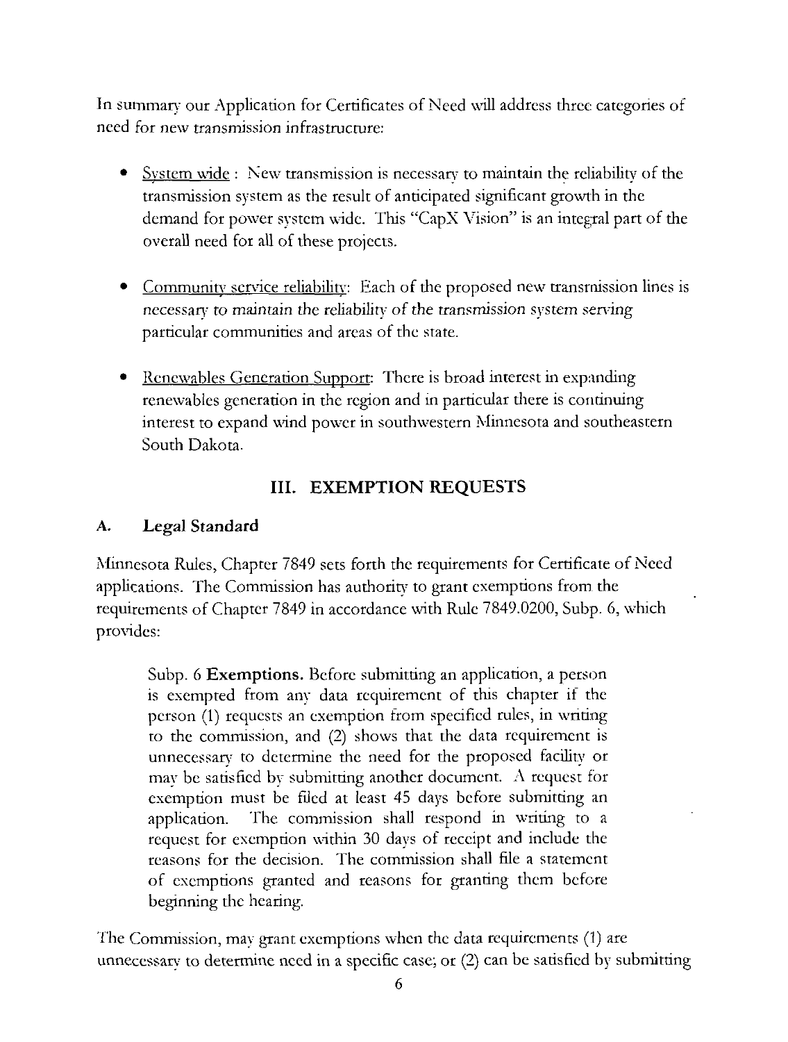In summary our Application for Certificates of Need will address three categories of need for new transmission infrastructure:

- <u>System wide</u> : New transmission is necessary to maintain the reliability of the transmission system as the result of anticipated significant growth in the demand for power system wide. This "CapX Vision" is an integral part of the overall need for all of these projects.

- <u>Community service reliability</u>: Each of the proposed new transmission lines is necessary to maintain the reliability of the transmission system serving particular communities and areas of the state.

- <u>Renewables Generation Support</u>: There is broad interest in expanding renewables generation in the region and in particular there is continuing interest to expand wind power in southwestern Minnesota and southeastern South Dakota.

## III. EXEMPTION REQUESTS

### A. Legal Standard

Minnesota Rules, Chapter 7849 sets forth the requirements for Certificate of Need applications. The Commission has authority to grant exemptions from the requirements of Chapter 7849 in accordance with Rule 7849.0200, Subp. 6, which provides:

> Subp. 6 **Exemptions.** Before submitting an application, a person is exempted from any data requirement of this chapter if the person (1) requests an exemption from specified rules, in writing to the commission, and (2) shows that the data requirement is unnecessary to determine the need for the proposed facility or may be satisfied by submitting another document. A request for exemption must be filed at least 45 days before submitting an application. The commission shall respond in writing to a request for exemption within 30 days of receipt and include the reasons for the decision. The commission shall file a statement of exemptions granted and reasons for granting them before beginning the hearing.

The Commission, may grant exemptions when the data requirements (1) are unnecessary to determine need in a specific case; or (2) can be satisfied by submitting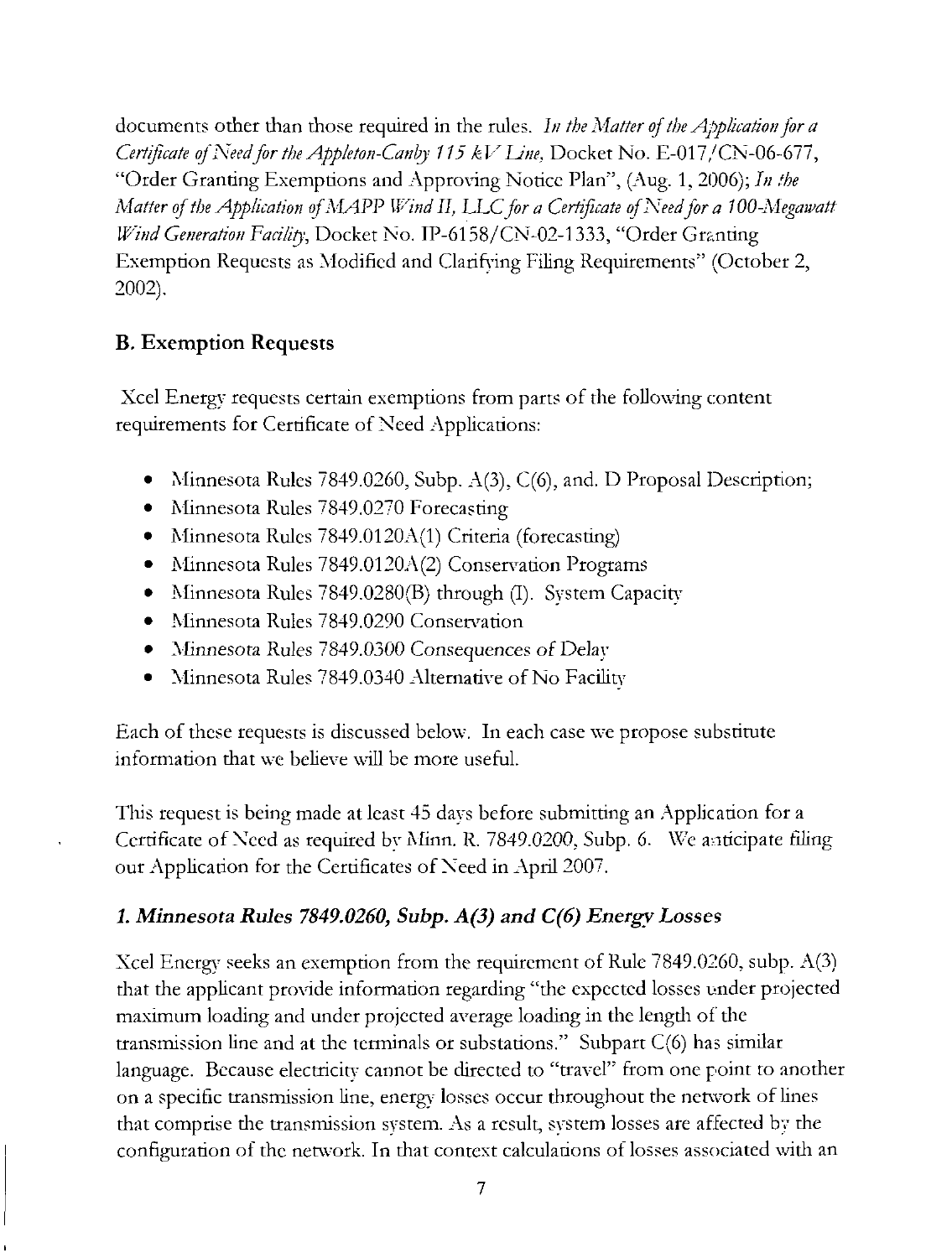documents other than those required in the rules. *In the Matter of the Application for a Certificate of Need for the Appleton-Canby 115 kV Line*, Docket No. E-017/CN-06-677, "Order Granting Exemptions and Approving Notice Plan", (Aug. 1, 2006); *In the Matter of the Application of MAPP Wind II, LLC for a Certificate of Need for a 100-Megawatt Wind Generation Facility*, Docket No. IP-6158/CN-02-1333, "Order Granting Exemption Requests as Modified and Clarifying Filing Requirements" (October 2, 2002).

## B. Exemption Requests

Xcel Energy requests certain exemptions from parts of the following content requirements for Certificate of Need Applications:

- Minnesota Rules 7849.0260, Subp. A(3), C(6), and. D Proposal Description;
- Minnesota Rules 7849.0270 Forecasting
- Minnesota Rules 7849.0120A(1) Criteria (forecasting)
- Minnesota Rules 7849.0120A(2) Conservation Programs
- Minnesota Rules 7849.0280(B) through (I). System Capacity
- Minnesota Rules 7849.0290 Conservation
- Minnesota Rules 7849.0300 Consequences of Delay
- Minnesota Rules 7849.0340 Alternative of No Facility

Each of these requests is discussed below. In each case we propose substitute information that we believe will be more useful.

This request is being made at least 45 days before submitting an Application for a Certificate of Need as required by Minn. R. 7849.0200, Subp. 6. We anticipate filing our Application for the Certificates of Need in April 2007.

### *1. Minnesota Rules 7849.0260, Subp. A(3) and C(6) Energy Losses*

Xcel Energy seeks an exemption from the requirement of Rule 7849.0260, subp. A(3) that the applicant provide information regarding "the expected losses under projected maximum loading and under projected average loading in the length of the transmission line and at the terminals or substations." Subpart C(6) has similar language. Because electricity cannot be directed to "travel" from one point to another on a specific transmission line, energy losses occur throughout the network of lines that comprise the transmission system. As a result, system losses are affected by the configuration of the network. In that context calculations of losses associated with an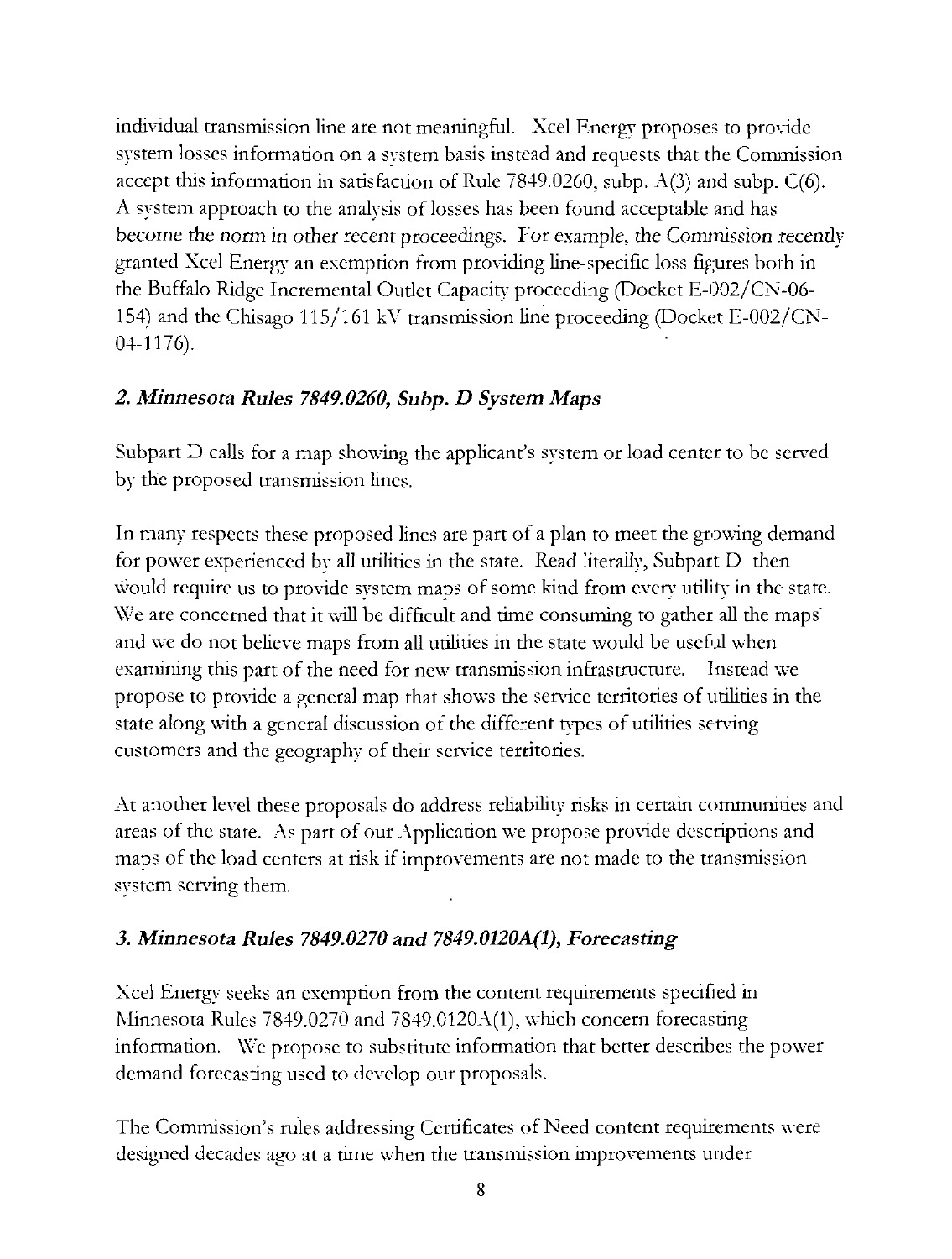individual transmission line are not meaningful. Xcel Energy proposes to provide system losses information on a system basis instead and requests that the Commission accept this information in satisfaction of Rule 7849.0260, subp. A(3) and subp. C(6). A system approach to the analysis of losses has been found acceptable and has become the norm in other recent proceedings. For example, the Commission recently granted Xcel Energy an exemption from providing line-specific loss figures both in the Buffalo Ridge Incremental Outlet Capacity proceeding (Docket E-002/CN-06-154) and the Chisago 115/161 kV transmission line proceeding (Docket E-002/CN-04-1176).

### *2. Minnesota Rules 7849.0260, Subp. D System Maps*

Subpart D calls for a map showing the applicant's system or load center to be served by the proposed transmission lines.

In many respects these proposed lines are part of a plan to meet the growing demand for power experienced by all utilities in the state. Read literally, Subpart D then would require us to provide system maps of some kind from every utility in the state. We are concerned that it will be difficult and time consuming to gather all the maps and we do not believe maps from all utilities in the state would be useful when examining this part of the need for new transmission infrastructure. Instead we propose to provide a general map that shows the service territories of utilities in the state along with a general discussion of the different types of utilities serving customers and the geography of their service territories.

At another level these proposals do address reliability risks in certain communities and areas of the state. As part of our Application we propose provide descriptions and maps of the load centers at risk if improvements are not made to the transmission system serving them.

### *3. Minnesota Rules 7849.0270 and 7849.0120A(1), Forecasting*

Xcel Energy seeks an exemption from the content requirements specified in Minnesota Rules 7849.0270 and 7849.0120A(1), which concern forecasting information. We propose to substitute information that better describes the power demand forecasting used to develop our proposals.

The Commission's rules addressing Certificates of Need content requirements were designed decades ago at a time when the transmission improvements under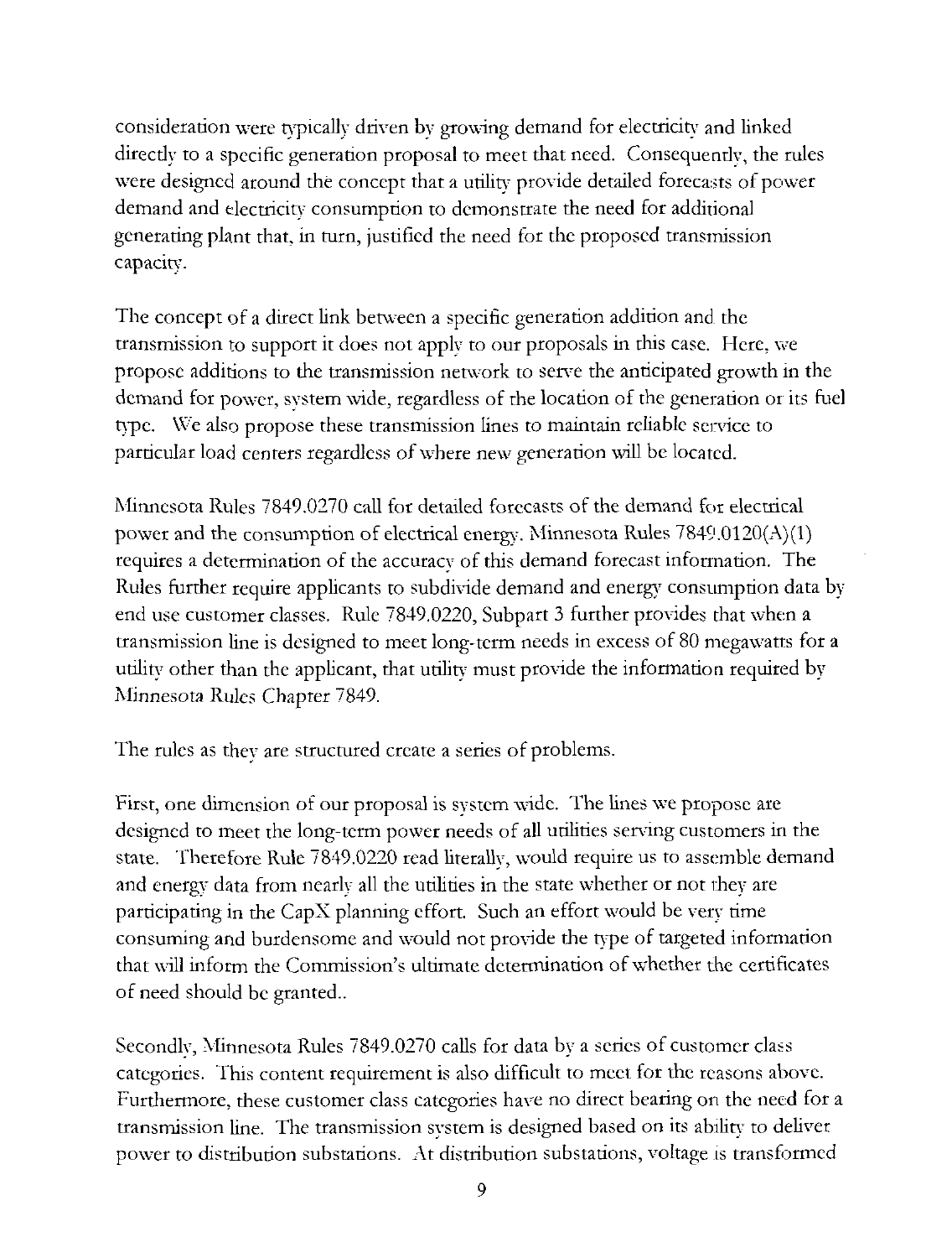consideration were typically driven by growing demand for electricity and linked directly to a specific generation proposal to meet that need. Consequently, the rules were designed around the concept that a utility provide detailed forecasts of power demand and electricity consumption to demonstrate the need for additional generating plant that, in turn, justified the need for the proposed transmission capacity.

The concept of a direct link between a specific generation addition and the transmission to support it does not apply to our proposals in this case. Here, we propose additions to the transmission network to serve the anticipated growth in the demand for power, system wide, regardless of the location of the generation or its fuel type. We also propose these transmission lines to maintain reliable service to particular load centers regardless of where new generation will be located.

Minnesota Rules 7849.0270 call for detailed forecasts of the demand for electrical power and the consumption of electrical energy. Minnesota Rules 7849.0120(A)(1) requires a determination of the accuracy of this demand forecast information. The Rules further require applicants to subdivide demand and energy consumption data by end use customer classes. Rule 7849.0220, Subpart 3 further provides that when a transmission line is designed to meet long-term needs in excess of 80 megawatts for a utility other than the applicant, that utility must provide the information required by Minnesota Rules Chapter 7849.

The rules as they are structured create a series of problems.

First, one dimension of our proposal is system wide. The lines we propose are designed to meet the long-term power needs of all utilities serving customers in the state. Therefore Rule 7849.0220 read literally, would require us to assemble demand and energy data from nearly all the utilities in the state whether or not they are participating in the CapX planning effort. Such an effort would be very time consuming and burdensome and would not provide the type of targeted information that will inform the Commission's ultimate determination of whether the certificates of need should be granted..

Secondly, Minnesota Rules 7849.0270 calls for data by a series of customer class categories. This content requirement is also difficult to meet for the reasons above. Furthermore, these customer class categories have no direct bearing on the need for a transmission line. The transmission system is designed based on its ability to deliver power to distribution substations. At distribution substations, voltage is transformed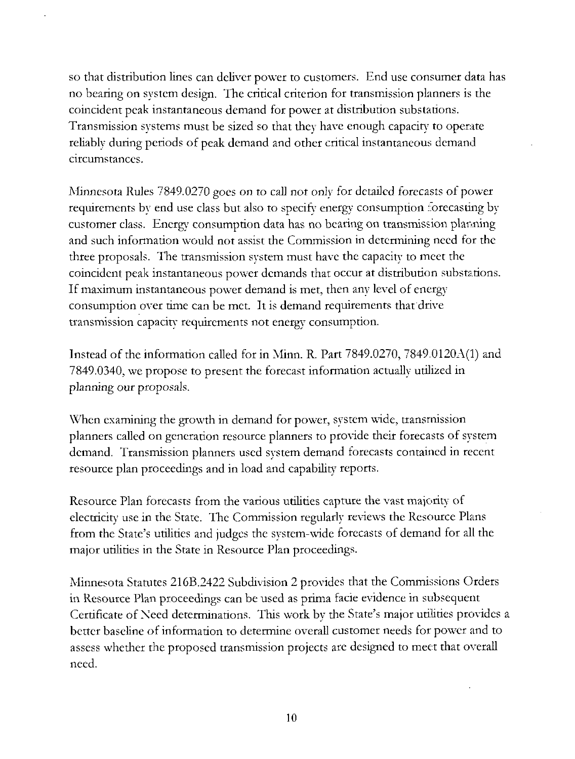so that distribution lines can deliver power to customers. End use consumer data has no bearing on system design. The critical criterion for transmission planners is the coincident peak instantaneous demand for power at distribution substations. Transmission systems must be sized so that they have enough capacity to operate reliably during periods of peak demand and other critical instantaneous demand circumstances.

Minnesota Rules 7849.0270 goes on to call not only for detailed forecasts of power requirements by end use class but also to specify energy consumption forecasting by customer class. Energy consumption data has no bearing on transmission planning and such information would not assist the Commission in determining need for the three proposals. The transmission system must have the capacity to meet the coincident peak instantaneous power demands that occur at distribution substations. If maximum instantaneous power demand is met, then any level of energy consumption over time can be met. It is demand requirements that drive transmission capacity requirements not energy consumption.

Instead of the information called for in Minn. R. Part 7849.0270, 7849.0120A(1) and 7849.0340, we propose to present the forecast information actually utilized in planning our proposals.

When examining the growth in demand for power, system wide, transmission planners called on generation resource planners to provide their forecasts of system demand. Transmission planners used system demand forecasts contained in recent resource plan proceedings and in load and capability reports.

Resource Plan forecasts from the various utilities capture the vast majority of electricity use in the State. The Commission regularly reviews the Resource Plans from the State's utilities and judges the system-wide forecasts of demand for all the major utilities in the State in Resource Plan proceedings.

Minnesota Statutes 216B.2422 Subdivision 2 provides that the Commissions Orders in Resource Plan proceedings can be used as prima facie evidence in subsequent Certificate of Need determinations. This work by the State's major utilities provides a better baseline of information to determine overall customer needs for power and to assess whether the proposed transmission projects are designed to meet that overall need.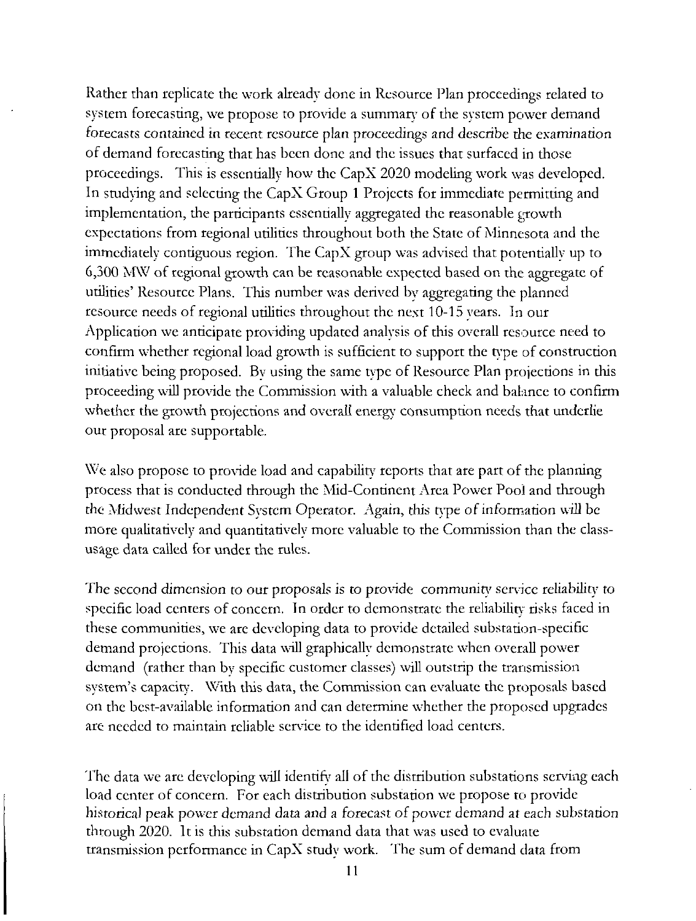Rather than replicate the work already done in Resource Plan proceedings related to system forecasting, we propose to provide a summary of the system power demand forecasts contained in recent resource plan proceedings and describe the examination of demand forecasting that has been done and the issues that surfaced in those proceedings. This is essentially how the CapX 2020 modeling work was developed. In studying and selecting the CapX Group 1 Projects for immediate permitting and implementation, the participants essentially aggregated the reasonable growth expectations from regional utilities throughout both the State of Minnesota and the immediately contiguous region. The CapX group was advised that potentially up to 6,300 MW of regional growth can be reasonable expected based on the aggregate of utilities' Resource Plans. This number was derived by aggregating the planned resource needs of regional utilities throughout the next 10-15 years. In our Application we anticipate providing updated analysis of this overall resource need to confirm whether regional load growth is sufficient to support the type of construction initiative being proposed. By using the same type of Resource Plan projections in this proceeding will provide the Commission with a valuable check and balance to confirm whether the growth projections and overall energy consumption needs that underlie our proposal are supportable.

We also propose to provide load and capability reports that are part of the planning process that is conducted through the Mid-Continent Area Power Pool and through the Midwest Independent System Operator. Again, this type of information will be more qualitatively and quantitatively more valuable to the Commission than the class-usage data called for under the rules.

The second dimension to our proposals is to provide community service reliability to specific load centers of concern. In order to demonstrate the reliability risks faced in these communities, we are developing data to provide detailed substation-specific demand projections. This data will graphically demonstrate when overall power demand (rather than by specific customer classes) will outstrip the transmission system's capacity. With this data, the Commission can evaluate the proposals based on the best-available information and can determine whether the proposed upgrades are needed to maintain reliable service to the identified load centers.

The data we are developing will identify all of the distribution substations serving each load center of concern. For each distribution substation we propose to provide historical peak power demand data and a forecast of power demand at each substation through 2020. It is this substation demand data that was used to evaluate transmission performance in CapX study work. The sum of demand data from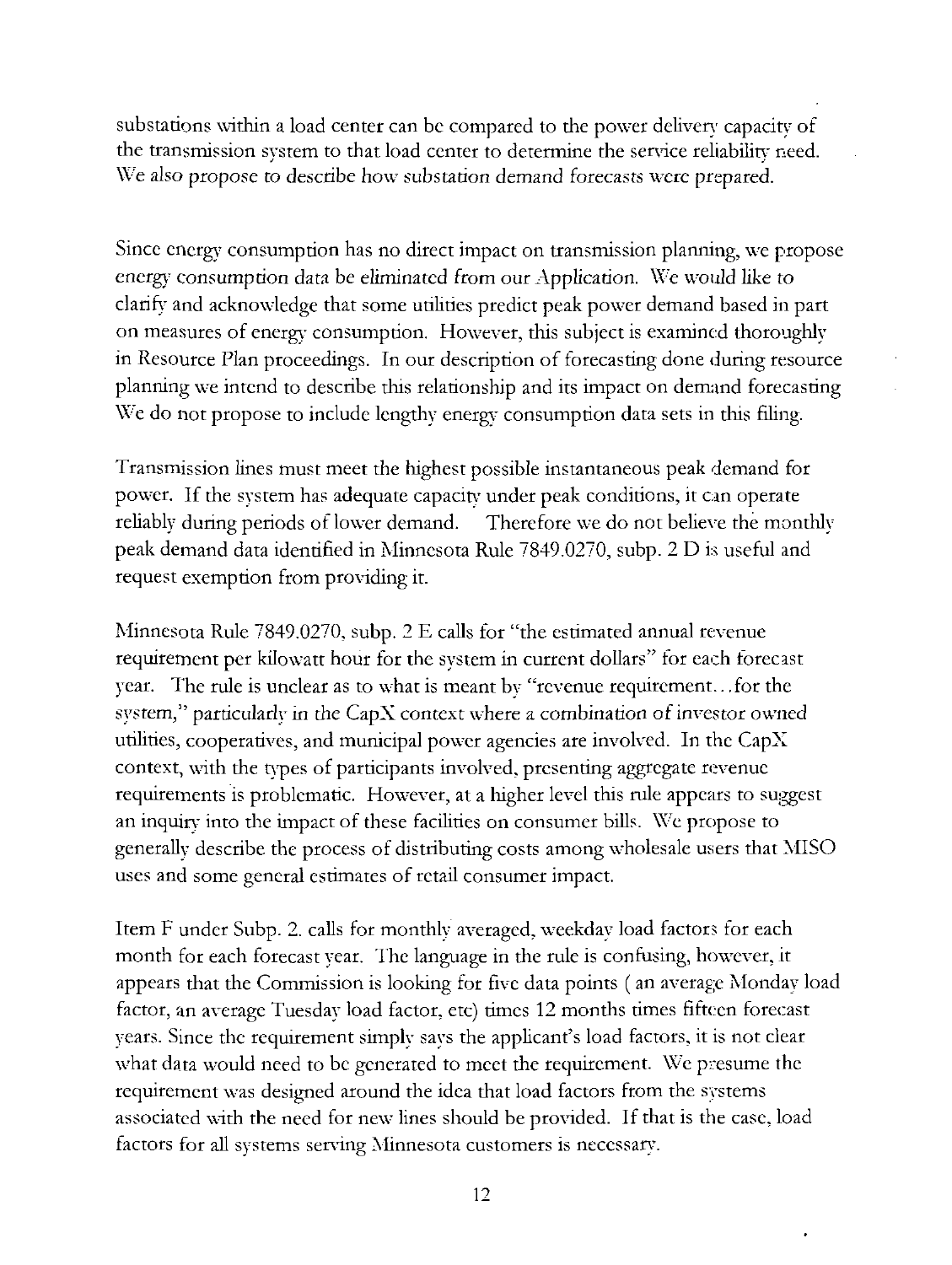substations within a load center can be compared to the power delivery capacity of the transmission system to that load center to determine the service reliability need. We also propose to describe how substation demand forecasts were prepared.

Since energy consumption has no direct impact on transmission planning, we propose energy consumption data be eliminated from our Application. We would like to clarify and acknowledge that some utilities predict peak power demand based in part on measures of energy consumption. However, this subject is examined thoroughly in Resource Plan proceedings. In our description of forecasting done during resource planning we intend to describe this relationship and its impact on demand forecasting We do not propose to include lengthy energy consumption data sets in this filing.

Transmission lines must meet the highest possible instantaneous peak demand for power. If the system has adequate capacity under peak conditions, it can operate reliably during periods of lower demand. Therefore we do not believe the monthly peak demand data identified in Minnesota Rule 7849.0270, subp. 2 D is useful and request exemption from providing it.

Minnesota Rule 7849.0270, subp. 2 E calls for "the estimated annual revenue requirement per kilowatt hour for the system in current dollars" for each forecast year. The rule is unclear as to what is meant by "revenue requirement…for the system," particularly in the CapX context where a combination of investor owned utilities, cooperatives, and municipal power agencies are involved. In the CapX context, with the types of participants involved, presenting aggregate revenue requirements is problematic. However, at a higher level this rule appears to suggest an inquiry into the impact of these facilities on consumer bills. We propose to generally describe the process of distributing costs among wholesale users that MISO uses and some general estimates of retail consumer impact.

Item F under Subp. 2. calls for monthly averaged, weekday load factors for each month for each forecast year. The language in the rule is confusing, however, it appears that the Commission is looking for five data points ( an average Monday load factor, an average Tuesday load factor, etc) times 12 months times fifteen forecast years. Since the requirement simply says the applicant's load factors, it is not clear what data would need to be generated to meet the requirement. We presume the requirement was designed around the idea that load factors from the systems associated with the need for new lines should be provided. If that is the case, load factors for all systems serving Minnesota customers is necessary.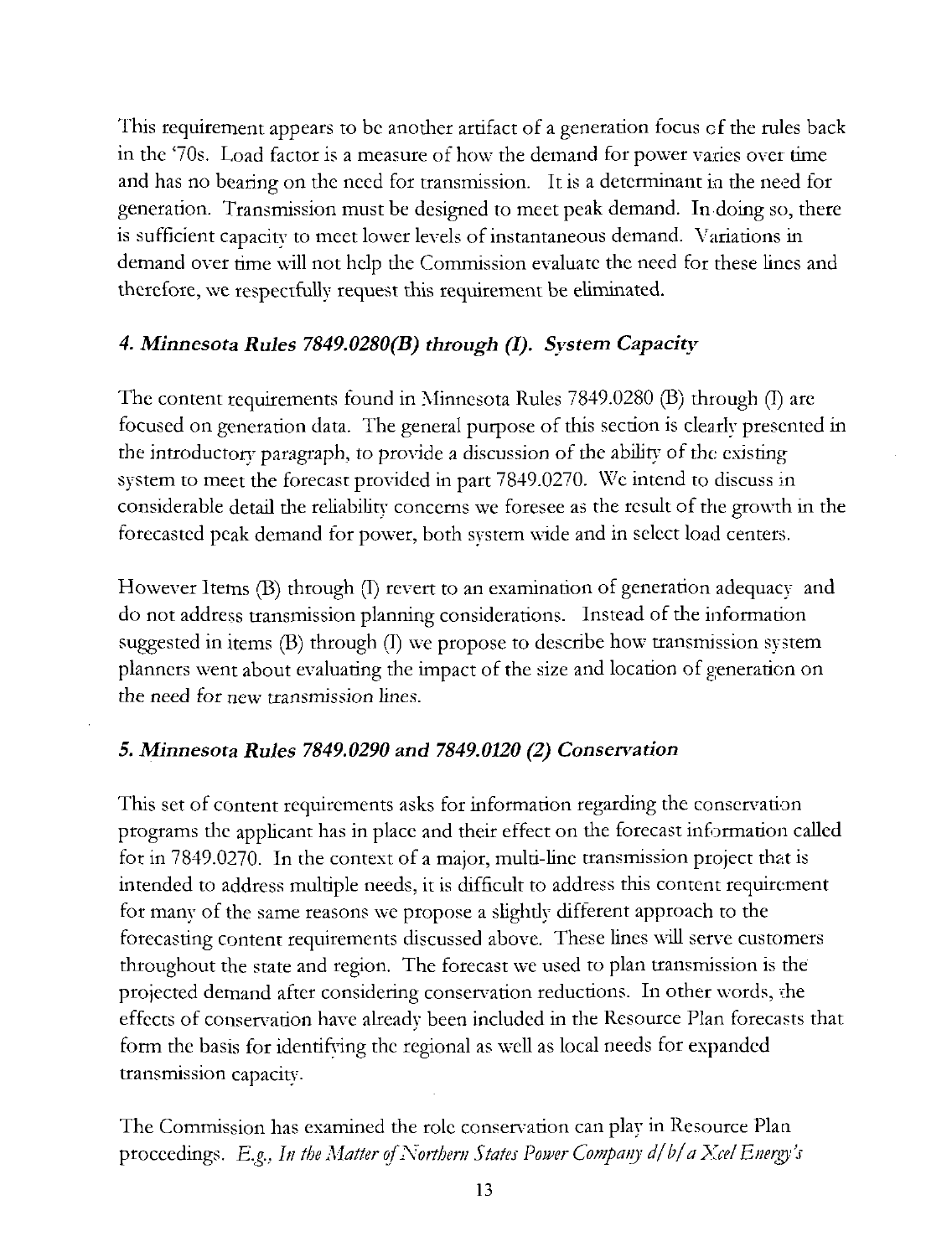This requirement appears to be another artifact of a generation focus of the rules back in the '70s. Load factor is a measure of how the demand for power varies over time and has no bearing on the need for transmission. It is a determinant in the need for generation. Transmission must be designed to meet peak demand. In doing so, there is sufficient capacity to meet lower levels of instantaneous demand. Variations in demand over time will not help the Commission evaluate the need for these lines and therefore, we respectfully request this requirement be eliminated.

### *4. Minnesota Rules 7849.0280(B) through (I). System Capacity*

The content requirements found in Minnesota Rules 7849.0280 (B) through (I) are focused on generation data. The general purpose of this section is clearly presented in the introductory paragraph, to provide a discussion of the ability of the existing system to meet the forecast provided in part 7849.0270. We intend to discuss in considerable detail the reliability concerns we foresee as the result of the growth in the forecasted peak demand for power, both system wide and in select load centers.

However Items (B) through (I) revert to an examination of generation adequacy and do not address transmission planning considerations. Instead of the information suggested in items (B) through (I) we propose to describe how transmission system planners went about evaluating the impact of the size and location of generation on the need for new transmission lines.

### *5. Minnesota Rules 7849.0290 and 7849.0120 (2) Conservation*

This set of content requirements asks for information regarding the conservation programs the applicant has in place and their effect on the forecast information called for in 7849.0270. In the context of a major, multi-line transmission project that is intended to address multiple needs, it is difficult to address this content requirement for many of the same reasons we propose a slightly different approach to the forecasting content requirements discussed above. These lines will serve customers throughout the state and region. The forecast we used to plan transmission is the projected demand after considering conservation reductions. In other words, the effects of conservation have already been included in the Resource Plan forecasts that form the basis for identifying the regional as well as local needs for expanded transmission capacity.

The Commission has examined the role conservation can play in Resource Plan proceedings. *E.g., In the Matter of Northern States Power Company d/b/a Xcel Energy's*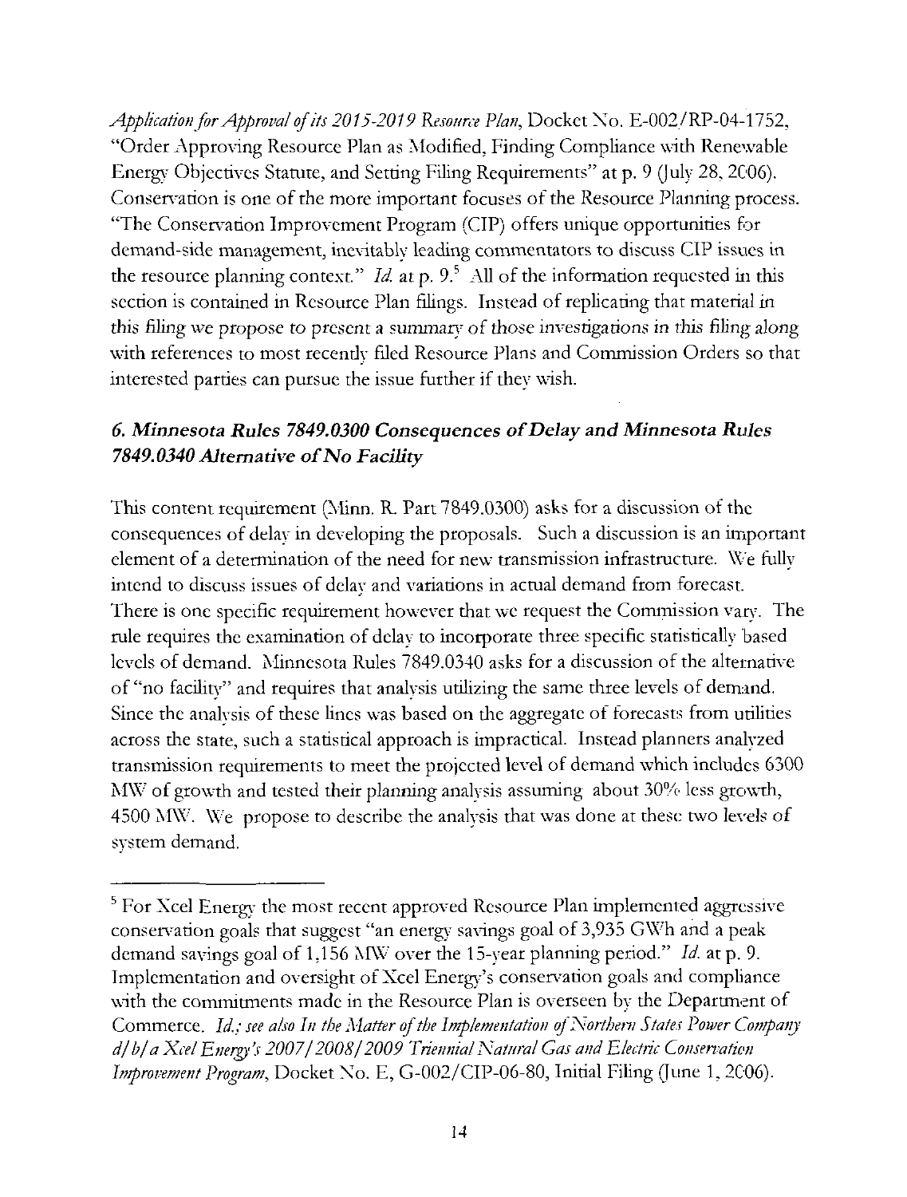*Application for Approval of its 2015-2019 Resource Plan*, Docket No. E-002/RP-04-1752, "Order Approving Resource Plan as Modified, Finding Compliance with Renewable Energy Objectives Statute, and Setting Filing Requirements" at p. 9 (July 28, 2006). Conservation is one of the more important focuses of the Resource Planning process. "The Conservation Improvement Program (CIP) offers unique opportunities for demand-side management, inevitably leading commentators to discuss CIP issues in the resource planning context." *Id.* at p. 9.[5] All of the information requested in this section is contained in Resource Plan filings. Instead of replicating that material in this filing we propose to present a summary of those investigations in this filing along with references to most recently filed Resource Plans and Commission Orders so that interested parties can pursue the issue further if they wish.

### *6. Minnesota Rules 7849.0300 Consequences of Delay and Minnesota Rules 7849.0340 Alternative of No Facility*

This content requirement (Minn. R. Part 7849.0300) asks for a discussion of the consequences of delay in developing the proposals. Such a discussion is an important element of a determination of the need for new transmission infrastructure. We fully intend to discuss issues of delay and variations in actual demand from forecast. There is one specific requirement however that we request the Commission vary. The rule requires the examination of delay to incorporate three specific statistically based levels of demand. Minnesota Rules 7849.0340 asks for a discussion of the alternative of "no facility" and requires that analysis utilizing the same three levels of demand. Since the analysis of these lines was based on the aggregate of forecasts from utilities across the state, such a statistical approach is impractical. Instead planners analyzed transmission requirements to meet the projected level of demand which includes 6300 MW of growth and tested their planning analysis assuming about 30% less growth, 4500 MW. We propose to describe the analysis that was done at these two levels of system demand.

---

[5] For Xcel Energy the most recent approved Resource Plan implemented aggressive conservation goals that suggest "an energy savings goal of 3,935 GWh and a peak demand savings goal of 1,156 MW over the 15-year planning period." *Id.* at p. 9. Implementation and oversight of Xcel Energy's conservation goals and compliance with the commitments made in the Resource Plan is overseen by the Department of Commerce. *Id.; see also In the Matter of the Implementation of Northern States Power Company d/b/a Xcel Energy's 2007/2008/2009 Triennial Natural Gas and Electric Conservation Improvement Program*, Docket No. E, G-002/CIP-06-80, Initial Filing (June 1, 2006).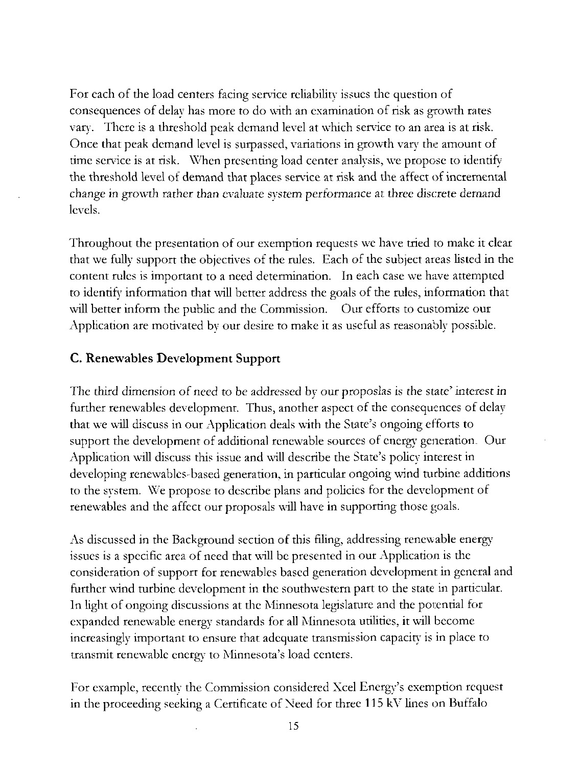For each of the load centers facing service reliability issues the question of consequences of delay has more to do with an examination of risk as growth rates vary. There is a threshold peak demand level at which service to an area is at risk. Once that peak demand level is surpassed, variations in growth vary the amount of time service is at risk. When presenting load center analysis, we propose to identify the threshold level of demand that places service at risk and the affect of incremental change in growth rather than evaluate system performance at three discrete demand levels.

Throughout the presentation of our exemption requests we have tried to make it clear that we fully support the objectives of the rules. Each of the subject areas listed in the content rules is important to a need determination. In each case we have attempted to identify information that will better address the goals of the rules, information that will better inform the public and the Commission. Our efforts to customize our Application are motivated by our desire to make it as useful as reasonably possible.

## C. Renewables Development Support

The third dimension of need to be addressed by our proposlas is the state' interest in further renewables development. Thus, another aspect of the consequences of delay that we will discuss in our Application deals with the State's ongoing efforts to support the development of additional renewable sources of energy generation. Our Application will discuss this issue and will describe the State's policy interest in developing renewables-based generation, in particular ongoing wind turbine additions to the system. We propose to describe plans and policies for the development of renewables and the affect our proposals will have in supporting those goals.

As discussed in the Background section of this filing, addressing renewable energy issues is a specific area of need that will be presented in our Application is the consideration of support for renewables based generation development in general and further wind turbine development in the southwestern part to the state in particular. In light of ongoing discussions at the Minnesota legislature and the potential for expanded renewable energy standards for all Minnesota utilities, it will become increasingly important to ensure that adequate transmission capacity is in place to transmit renewable energy to Minnesota's load centers.

For example, recently the Commission considered Xcel Energy's exemption request in the proceeding seeking a Certificate of Need for three 115 kV lines on Buffalo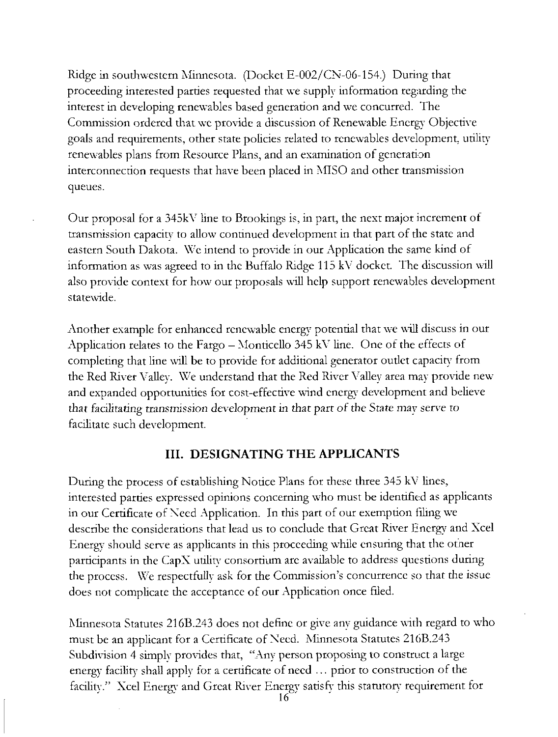Ridge in southwestern Minnesota. (Docket E-002/CN-06-154.) During that proceeding interested parties requested that we supply information regarding the interest in developing renewables based generation and we concurred. The Commission ordered that we provide a discussion of Renewable Energy Objective goals and requirements, other state policies related to renewables development, utility renewables plans from Resource Plans, and an examination of generation interconnection requests that have been placed in MISO and other transmission queues.

Our proposal for a 345kV line to Brookings is, in part, the next major increment of transmission capacity to allow continued development in that part of the state and eastern South Dakota. We intend to provide in our Application the same kind of information as was agreed to in the Buffalo Ridge 115 kV docket. The discussion will also provide context for how our proposals will help support renewables development statewide.

Another example for enhanced renewable energy potential that we will discuss in our Application relates to the Fargo – Monticello 345 kV line. One of the effects of completing that line will be to provide for additional generator outlet capacity from the Red River Valley. We understand that the Red River Valley area may provide new and expanded opportunities for cost-effective wind energy development and believe that facilitating transmission development in that part of the State may serve to facilitate such development.

## III. DESIGNATING THE APPLICANTS

During the process of establishing Notice Plans for these three 345 kV lines, interested parties expressed opinions concerning who must be identified as applicants in our Certificate of Need Application. In this part of our exemption filing we describe the considerations that lead us to conclude that Great River Energy and Xcel Energy should serve as applicants in this proceeding while ensuring that the other participants in the CapX utility consortium are available to address questions during the process. We respectfully ask for the Commission's concurrence so that the issue does not complicate the acceptance of our Application once filed.

Minnesota Statutes 216B.243 does not define or give any guidance with regard to who must be an applicant for a Certificate of Need. Minnesota Statutes 216B.243 Subdivision 4 simply provides that, "Any person proposing to construct a large energy facility shall apply for a certificate of need … prior to construction of the facility." Xcel Energy and Great River Energy satisfy this statutory requirement for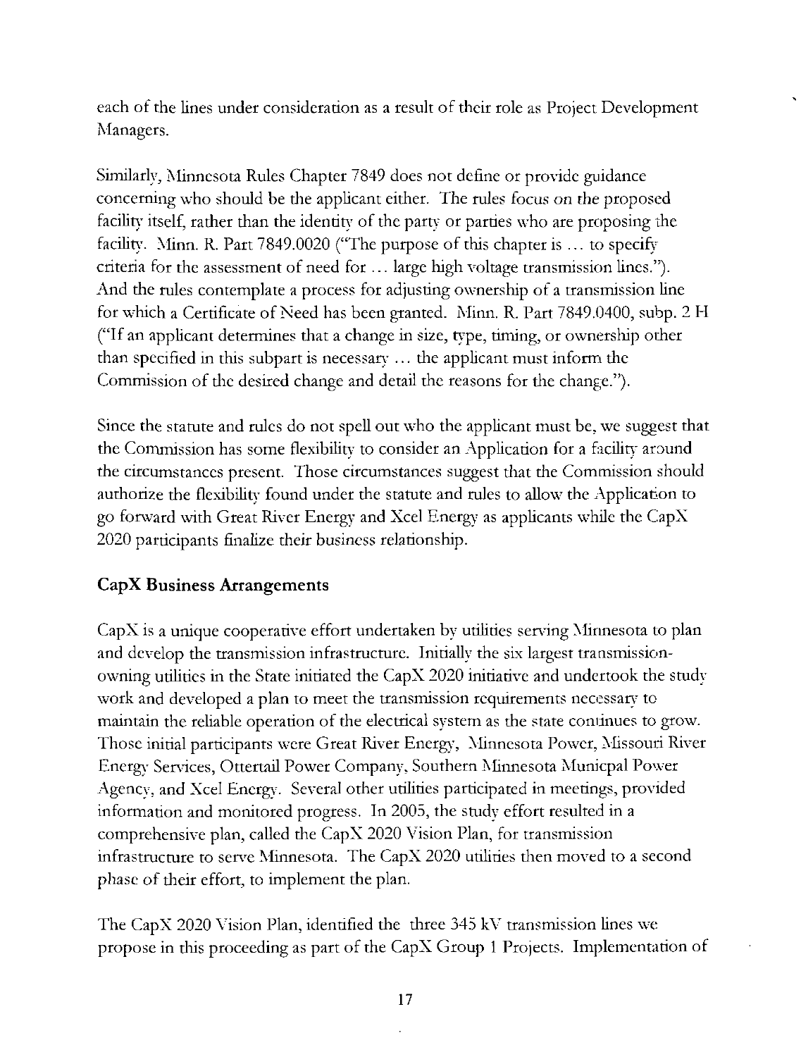each of the lines under consideration as a result of their role as Project Development Managers.

Similarly, Minnesota Rules Chapter 7849 does not define or provide guidance concerning who should be the applicant either. The rules focus on the proposed facility itself, rather than the identity of the party or parties who are proposing the facility. Minn. R. Part 7849.0020 ("The purpose of this chapter is … to specify criteria for the assessment of need for … large high voltage transmission lines."). And the rules contemplate a process for adjusting ownership of a transmission line for which a Certificate of Need has been granted. Minn. R. Part 7849.0400, subp. 2 H ("If an applicant determines that a change in size, type, timing, or ownership other than specified in this subpart is necessary … the applicant must inform the Commission of the desired change and detail the reasons for the change.").

Since the statute and rules do not spell out who the applicant must be, we suggest that the Commission has some flexibility to consider an Application for a facility around the circumstances present. Those circumstances suggest that the Commission should authorize the flexibility found under the statute and rules to allow the Application to go forward with Great River Energy and Xcel Energy as applicants while the CapX 2020 participants finalize their business relationship.

## CapX Business Arrangements

CapX is a unique cooperative effort undertaken by utilities serving Minnesota to plan and develop the transmission infrastructure. Initially the six largest transmission-owning utilities in the State initiated the CapX 2020 initiative and undertook the study work and developed a plan to meet the transmission requirements necessary to maintain the reliable operation of the electrical system as the state continues to grow. Those initial participants were Great River Energy, Minnesota Power, Missouri River Energy Services, Ottertail Power Company, Southern Minnesota Municpal Power Agency, and Xcel Energy. Several other utilities participated in meetings, provided information and monitored progress. In 2005, the study effort resulted in a comprehensive plan, called the CapX 2020 Vision Plan, for transmission infrastructure to serve Minnesota. The CapX 2020 utilities then moved to a second phase of their effort, to implement the plan.

The CapX 2020 Vision Plan, identified the three 345 kV transmission lines we propose in this proceeding as part of the CapX Group 1 Projects. Implementation of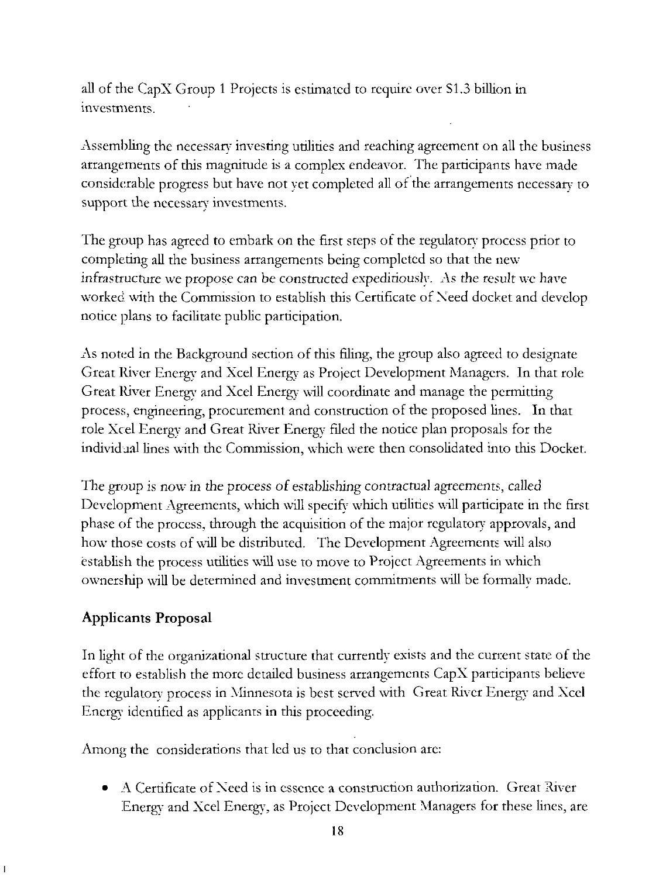all of the CapX Group 1 Projects is estimated to require over $1.3 billion in investments.

Assembling the necessary investing utilities and reaching agreement on all the business arrangements of this magnitude is a complex endeavor. The participants have made considerable progress but have not yet completed all of the arrangements necessary to support the necessary investments.

The group has agreed to embark on the first steps of the regulatory process prior to completing all the business arrangements being completed so that the new infrastructure we propose can be constructed expeditiously. As the result we have worked with the Commission to establish this Certificate of Need docket and develop notice plans to facilitate public participation.

As noted in the Background section of this filing, the group also agreed to designate Great River Energy and Xcel Energy as Project Development Managers. In that role Great River Energy and Xcel Energy will coordinate and manage the permitting process, engineering, procurement and construction of the proposed lines. In that role Xcel Energy and Great River Energy filed the notice plan proposals for the individual lines with the Commission, which were then consolidated into this Docket.

The group is now in the process of establishing contractual agreements, called Development Agreements, which will specify which utilities will participate in the first phase of the process, through the acquisition of the major regulatory approvals, and how those costs of will be distributed. The Development Agreements will also establish the process utilities will use to move to Project Agreements in which ownership will be determined and investment commitments will be formally made.

## Applicants Proposal

In light of the organizational structure that currently exists and the current state of the effort to establish the more detailed business arrangements CapX participants believe the regulatory process in Minnesota is best served with Great River Energy and Xcel Energy identified as applicants in this proceeding.

Among the considerations that led us to that conclusion are:

- A Certificate of Need is in essence a construction authorization. Great River Energy and Xcel Energy, as Project Development Managers for these lines, are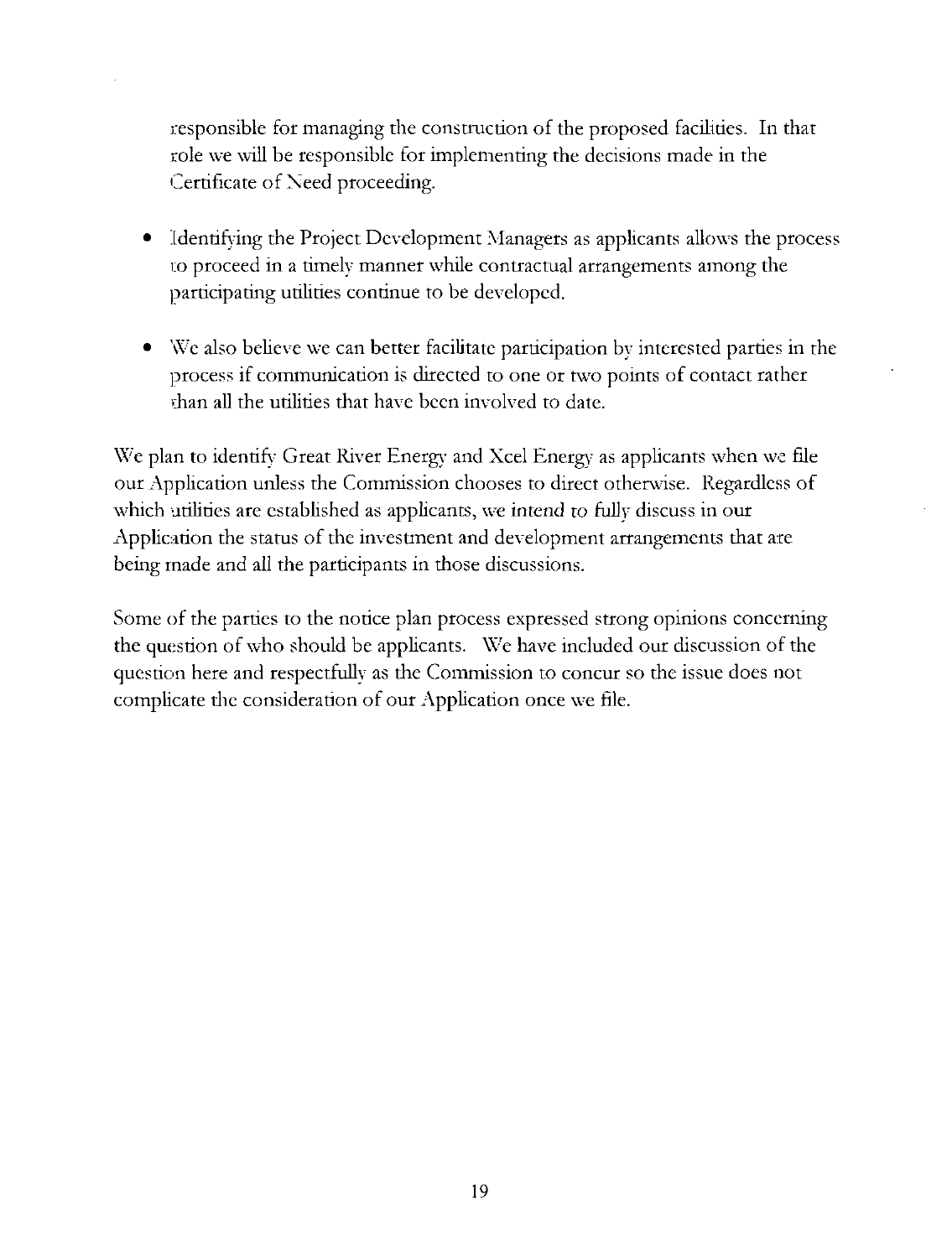responsible for managing the construction of the proposed facilities. In that role we will be responsible for implementing the decisions made in the Certificate of Need proceeding.

- Identifying the Project Development Managers as applicants allows the process to proceed in a timely manner while contractual arrangements among the participating utilities continue to be developed.

- We also believe we can better facilitate participation by interested parties in the process if communication is directed to one or two points of contact rather than all the utilities that have been involved to date.

We plan to identify Great River Energy and Xcel Energy as applicants when we file our Application unless the Commission chooses to direct otherwise. Regardless of which utilities are established as applicants, we intend to fully discuss in our Application the status of the investment and development arrangements that are being made and all the participants in those discussions.

Some of the parties to the notice plan process expressed strong opinions concerning the question of who should be applicants. We have included our discussion of the question here and respectfully as the Commission to concur so the issue does not complicate the consideration of our Application once we file.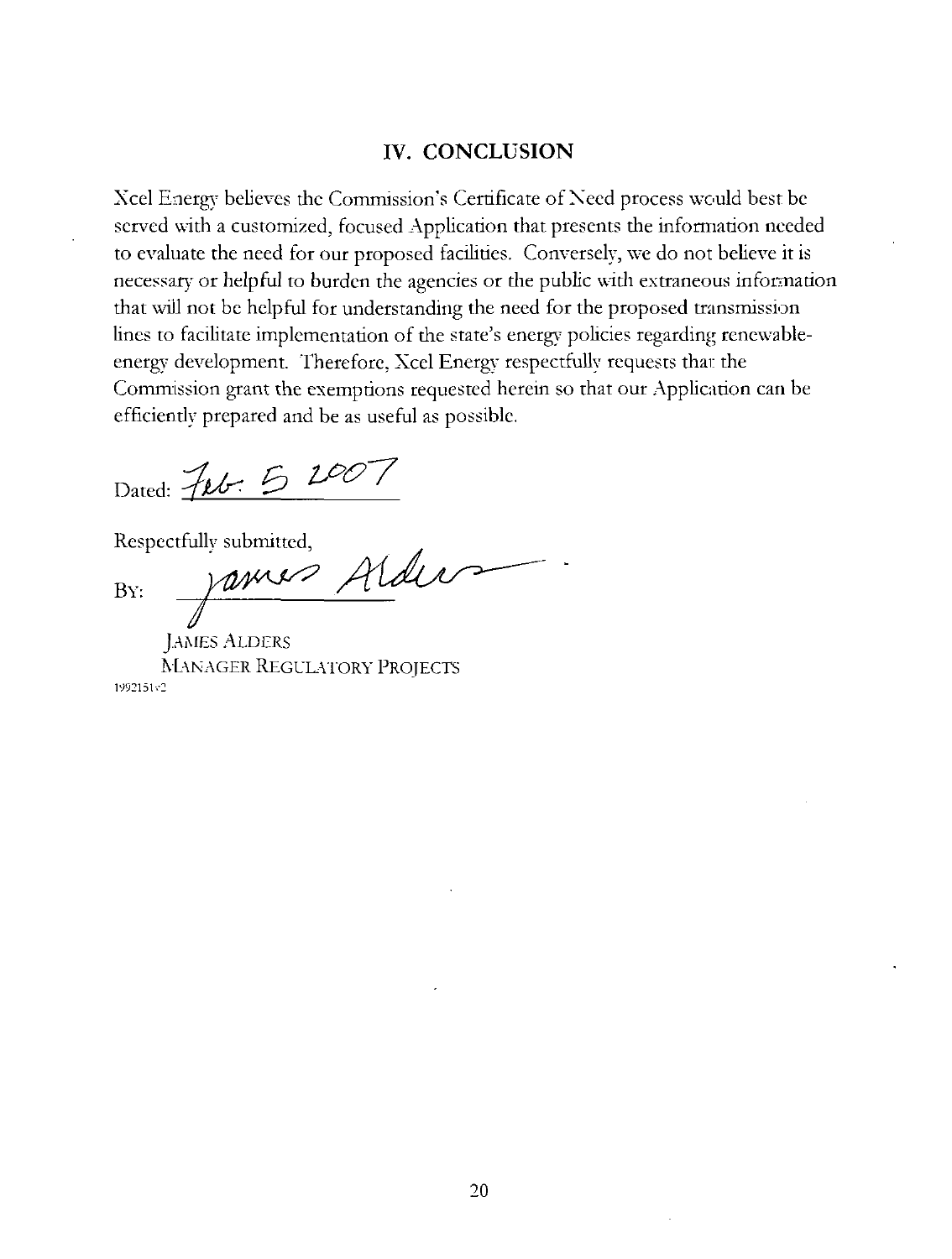## IV. CONCLUSION

Xcel Energy believes the Commission's Certificate of Need process would best be served with a customized, focused Application that presents the information needed to evaluate the need for our proposed facilities. Conversely, we do not believe it is necessary or helpful to burden the agencies or the public with extraneous information that will not be helpful for understanding the need for the proposed transmission lines to facilitate implementation of the state's energy policies regarding renewable-energy development. Therefore, Xcel Energy respectfully requests that the Commission grant the exemptions requested herein so that our Application can be efficiently prepared and be as useful as possible.

Dated: Feb. 5 2007

Respectfully submitted,

By: James Alders

JAMES ALDERS
MANAGER REGULATORY PROJECTS

1992151v2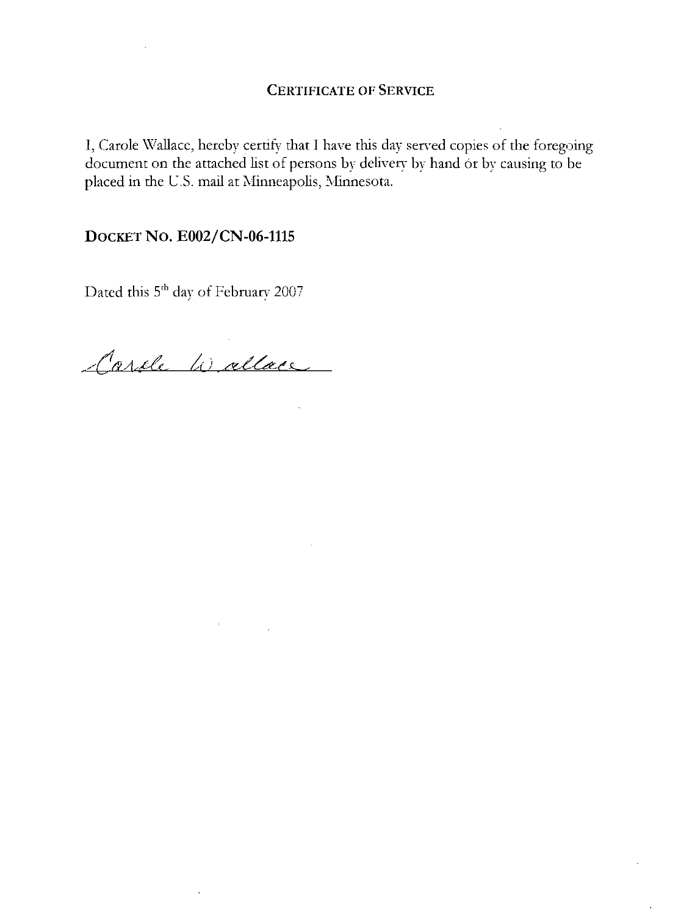# CERTIFICATE OF SERVICE

I, Carole Wallace, hereby certify that I have this day served copies of the foregoing document on the attached list of persons by delivery by hand or by causing to be placed in the U.S. mail at Minneapolis, Minnesota.

**DOCKET NO. E002/CN-06-1115**

Dated this 5th day of February 2007

Carole Wallace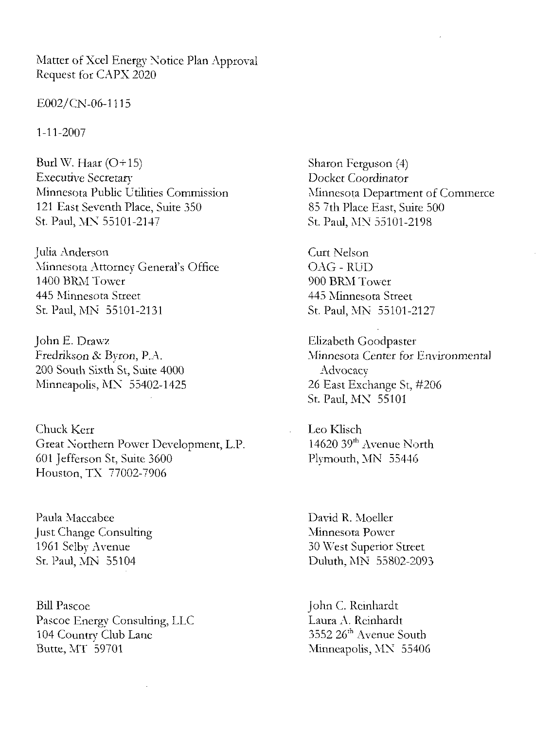Matter of Xcel Energy Notice Plan Approval
Request for CAPX 2020

E002/CN-06-1115

1-11-2007

Burl W. Haar (O+15)
Executive Secretary
Minnesota Public Utilities Commission
121 East Seventh Place, Suite 350
St. Paul, MN 55101-2147

Sharon Ferguson (4)
Docket Coordinator
Minnesota Department of Commerce
85 7th Place East, Suite 500
St. Paul, MN 55101-2198

Julia Anderson
Minnesota Attorney General's Office
1400 BRM Tower
445 Minnesota Street
St. Paul, MN 55101-2131

Curt Nelson
OAG - RUD
900 BRM Tower
445 Minnesota Street
St. Paul, MN 55101-2127

John E. Drawz
Fredrikson & Byron, P.A.
200 South Sixth St, Suite 4000
Minneapolis, MN 55402-1425

Elizabeth Goodpaster
Minnesota Center for Environmental Advocacy
26 East Exchange St, #206
St. Paul, MN 55101

Chuck Kerr
Great Northern Power Development, L.P.
601 Jefferson St, Suite 3600
Houston, TX 77002-7906

Leo Klisch
14620 39th Avenue North
Plymouth, MN 55446

Paula Maccabee
Just Change Consulting
1961 Selby Avenue
St. Paul, MN 55104

David R. Moeller
Minnesota Power
30 West Superior Street
Duluth, MN 55802-2093

Bill Pascoe
Pascoe Energy Consulting, LLC
104 Country Club Lane
Butte, MT 59701

John C. Reinhardt
Laura A. Reinhardt
3552 26th Avenue South
Minneapolis, MN 55406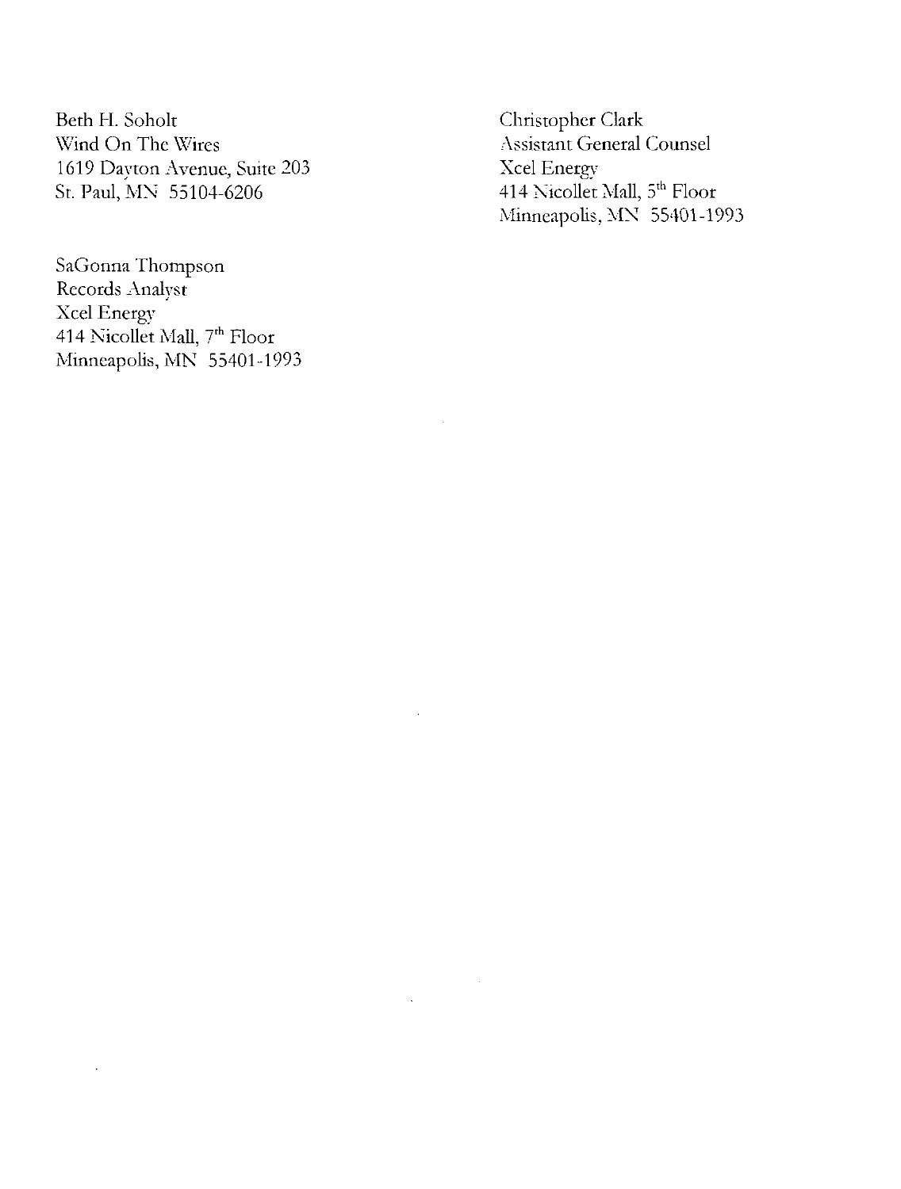Beth H. Soholt
Wind On The Wires
1619 Dayton Avenue, Suite 203
St. Paul, MN 55104-6206

Christopher Clark
Assistant General Counsel
Xcel Energy
414 Nicollet Mall, 5th Floor
Minneapolis, MN 55401-1993

SaGonna Thompson
Records Analyst
Xcel Energy
414 Nicollet Mall, 7th Floor
Minneapolis, MN 55401-1993